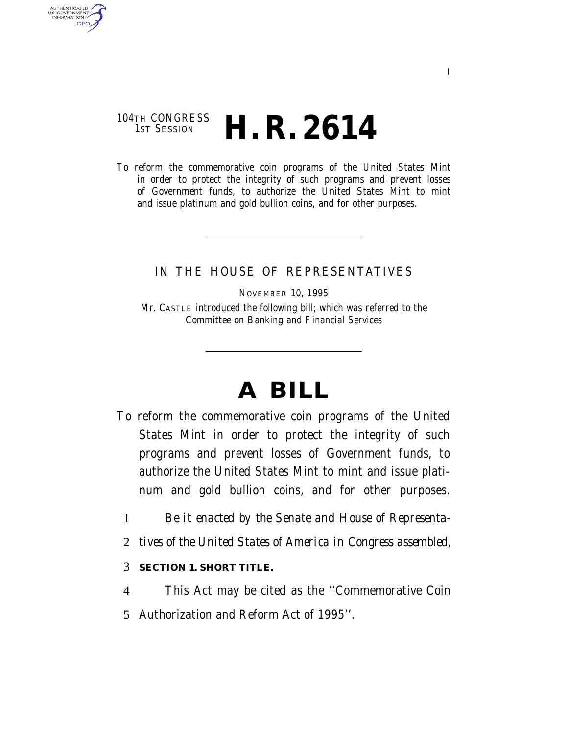104TH CONGRESS
1ST SESSION

# H. R. 2614

To reform the commemorative coin programs of the United States Mint in order to protect the integrity of such programs and prevent losses of Government funds, to authorize the United States Mint to mint and issue platinum and gold bullion coins, and for other purposes.

---

IN THE HOUSE OF REPRESENTATIVES

NOVEMBER 10, 1995

Mr. CASTLE introduced the following bill; which was referred to the Committee on Banking and Financial Services

---

# A BILL

To reform the commemorative coin programs of the United States Mint in order to protect the integrity of such programs and prevent losses of Government funds, to authorize the United States Mint to mint and issue platinum and gold bullion coins, and for other purposes.

1 *Be it enacted by the Senate and House of Representa-*
2 *tives of the United States of America in Congress assembled,*

3 **SECTION 1. SHORT TITLE.**

4 This Act may be cited as the ''Commemorative Coin
5 Authorization and Reform Act of 1995''.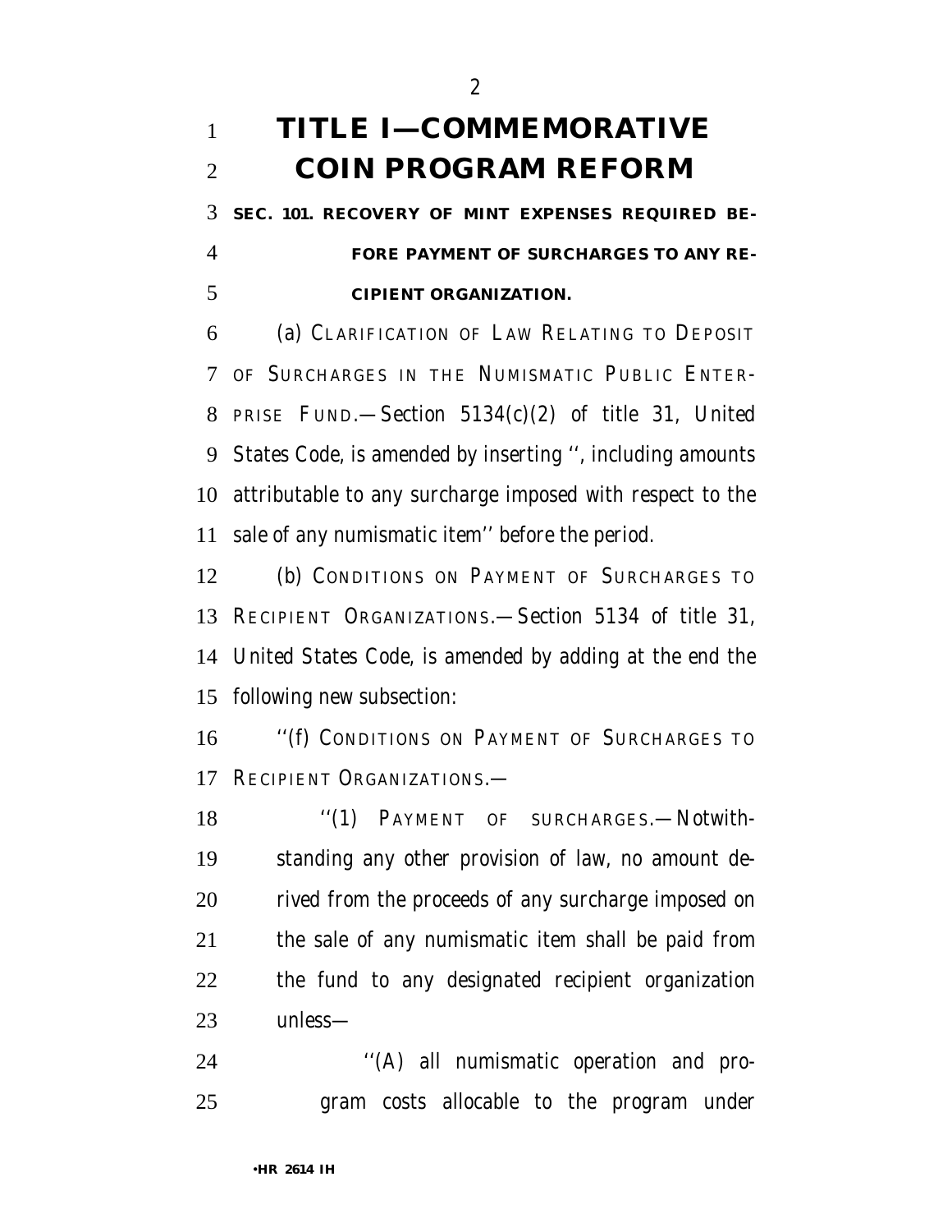# TITLE I—COMMEMORATIVE COIN PROGRAM REFORM

**SEC. 101. RECOVERY OF MINT EXPENSES REQUIRED BEFORE PAYMENT OF SURCHARGES TO ANY RECIPIENT ORGANIZATION.**

(a) CLARIFICATION OF LAW RELATING TO DEPOSIT OF SURCHARGES IN THE NUMISMATIC PUBLIC ENTERPRISE FUND.—Section 5134(c)(2) of title 31, United States Code, is amended by inserting '', including amounts attributable to any surcharge imposed with respect to the sale of any numismatic item'' before the period.

(b) CONDITIONS ON PAYMENT OF SURCHARGES TO RECIPIENT ORGANIZATIONS.—Section 5134 of title 31, United States Code, is amended by adding at the end the following new subsection:

''(f) CONDITIONS ON PAYMENT OF SURCHARGES TO RECIPIENT ORGANIZATIONS.—

''(1) PAYMENT OF SURCHARGES.—Notwithstanding any other provision of law, no amount derived from the proceeds of any surcharge imposed on the sale of any numismatic item shall be paid from the fund to any designated recipient organization unless—

''(A) all numismatic operation and program costs allocable to the program under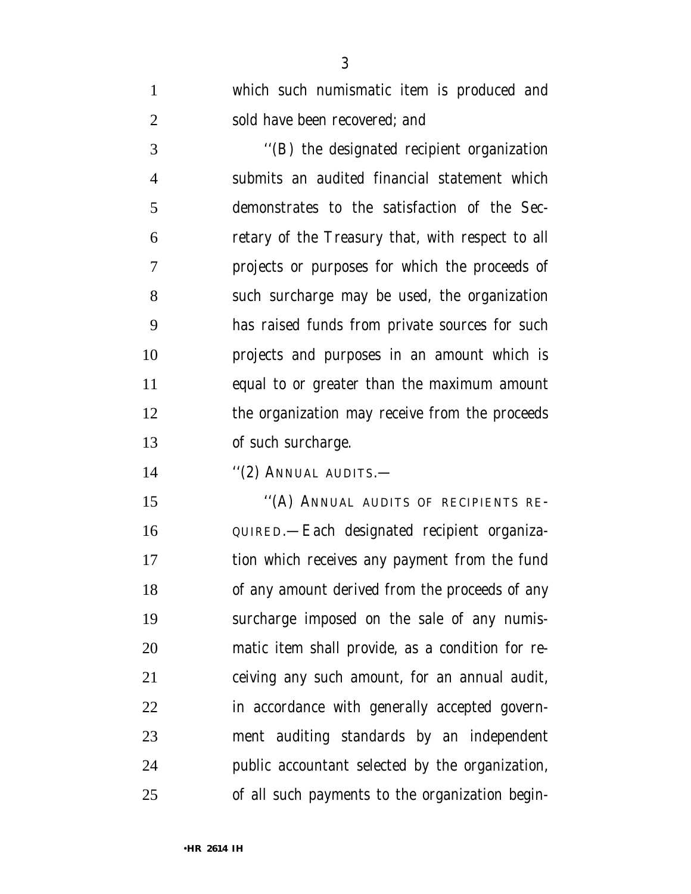which such numismatic item is produced and sold have been recovered; and

''(B) the designated recipient organization submits an audited financial statement which demonstrates to the satisfaction of the Secretary of the Treasury that, with respect to all projects or purposes for which the proceeds of such surcharge may be used, the organization has raised funds from private sources for such projects and purposes in an amount which is equal to or greater than the maximum amount the organization may receive from the proceeds of such surcharge.

''(2) ANNUAL AUDITS.—

''(A) ANNUAL AUDITS OF RECIPIENTS REQUIRED.—Each designated recipient organization which receives any payment from the fund of any amount derived from the proceeds of any surcharge imposed on the sale of any numismatic item shall provide, as a condition for receiving any such amount, for an annual audit, in accordance with generally accepted government auditing standards by an independent public accountant selected by the organization, of all such payments to the organization begin-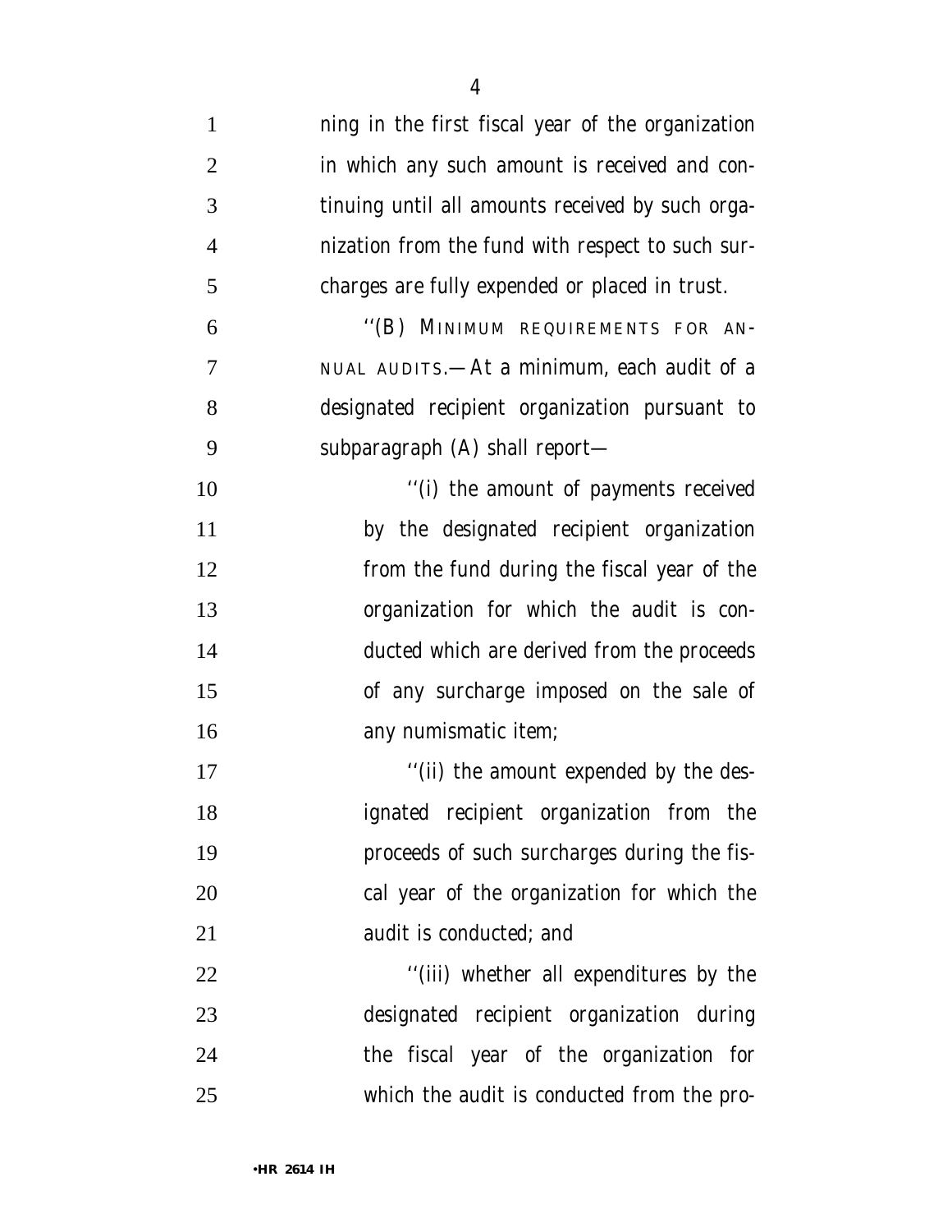ning in the first fiscal year of the organization in which any such amount is received and continuing until all amounts received by such organization from the fund with respect to such surcharges are fully expended or placed in trust.

''(B) MINIMUM REQUIREMENTS FOR ANNUAL AUDITS.—At a minimum, each audit of a designated recipient organization pursuant to subparagraph (A) shall report—

''(i) the amount of payments received by the designated recipient organization from the fund during the fiscal year of the organization for which the audit is conducted which are derived from the proceeds of any surcharge imposed on the sale of any numismatic item;

''(ii) the amount expended by the designated recipient organization from the proceeds of such surcharges during the fiscal year of the organization for which the audit is conducted; and

''(iii) whether all expenditures by the designated recipient organization during the fiscal year of the organization for which the audit is conducted from the pro-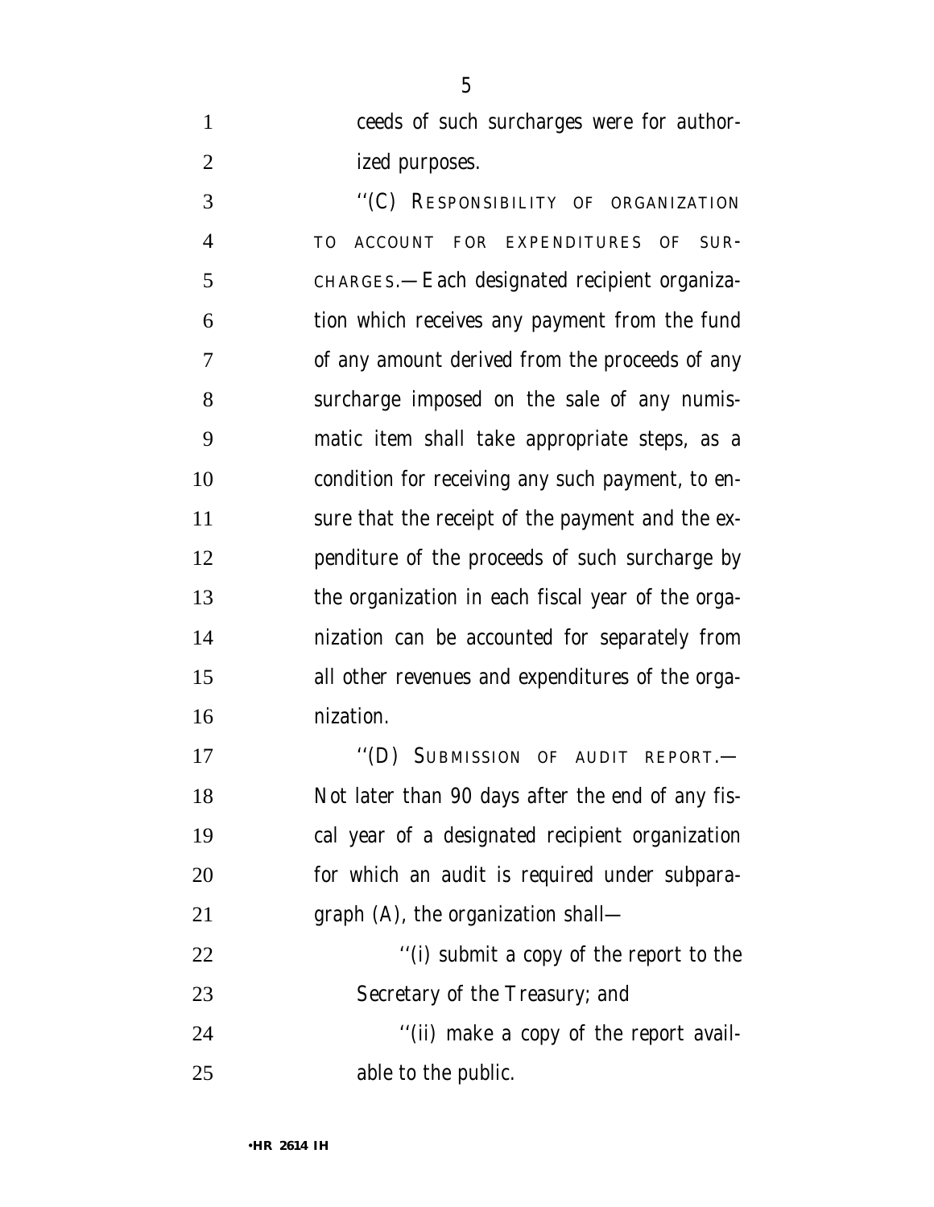ceeds of such surcharges were for authorized purposes.

''(C) RESPONSIBILITY OF ORGANIZATION TO ACCOUNT FOR EXPENDITURES OF SURCHARGES.—Each designated recipient organization which receives any payment from the fund of any amount derived from the proceeds of any surcharge imposed on the sale of any numismatic item shall take appropriate steps, as a condition for receiving any such payment, to ensure that the receipt of the payment and the expenditure of the proceeds of such surcharge by the organization in each fiscal year of the organization can be accounted for separately from all other revenues and expenditures of the organization.

''(D) SUBMISSION OF AUDIT REPORT.—Not later than 90 days after the end of any fiscal year of a designated recipient organization for which an audit is required under subparagraph (A), the organization shall—

''(i) submit a copy of the report to the Secretary of the Treasury; and

''(ii) make a copy of the report available to the public.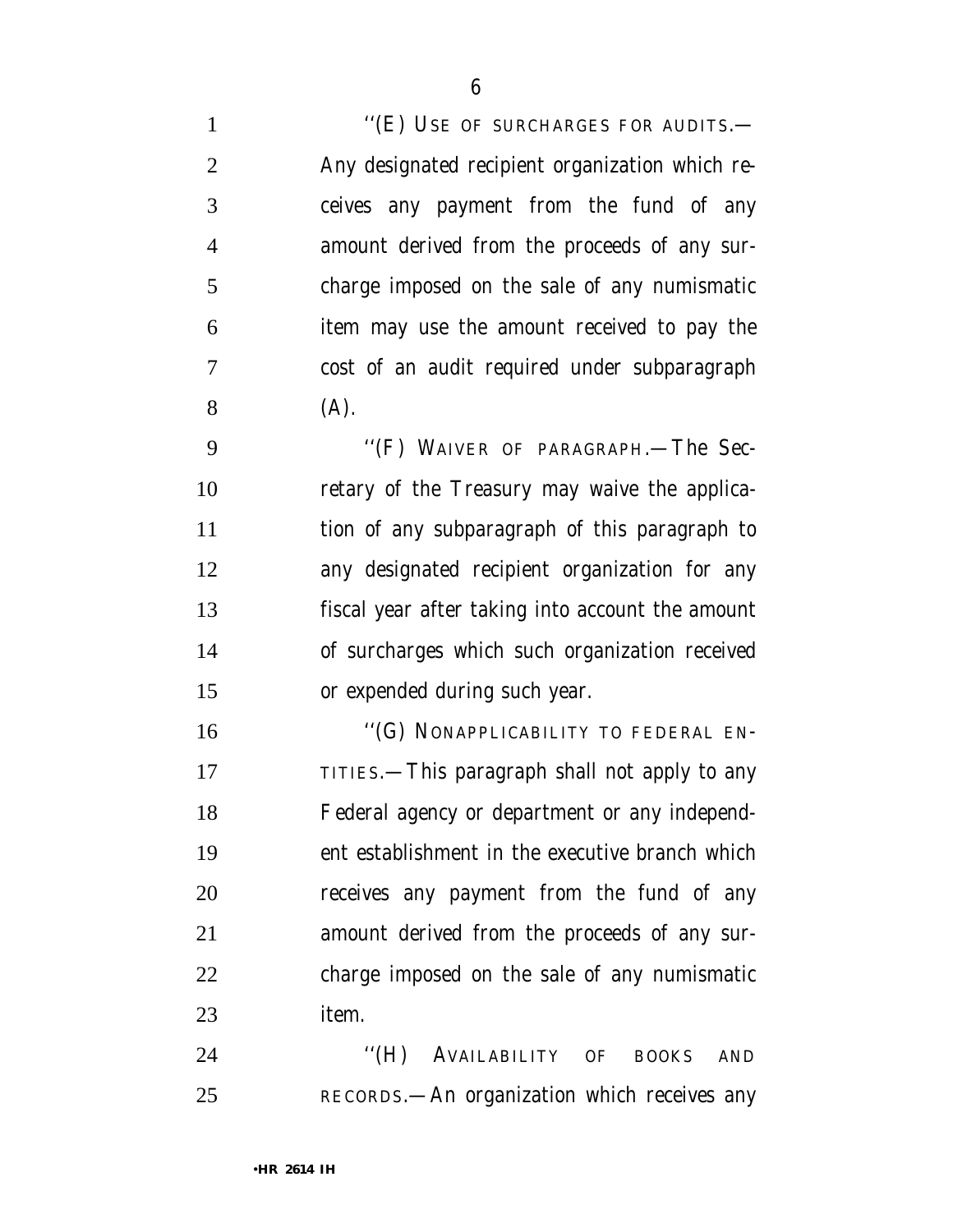''(E) USE OF SURCHARGES FOR AUDITS.—Any designated recipient organization which receives any payment from the fund of any amount derived from the proceeds of any surcharge imposed on the sale of any numismatic item may use the amount received to pay the cost of an audit required under subparagraph (A).

''(F) WAIVER OF PARAGRAPH.—The Secretary of the Treasury may waive the application of any subparagraph of this paragraph to any designated recipient organization for any fiscal year after taking into account the amount of surcharges which such organization received or expended during such year.

''(G) NONAPPLICABILITY TO FEDERAL ENTITIES.—This paragraph shall not apply to any Federal agency or department or any independent establishment in the executive branch which receives any payment from the fund of any amount derived from the proceeds of any surcharge imposed on the sale of any numismatic item.

''(H) AVAILABILITY OF BOOKS AND RECORDS.—An organization which receives any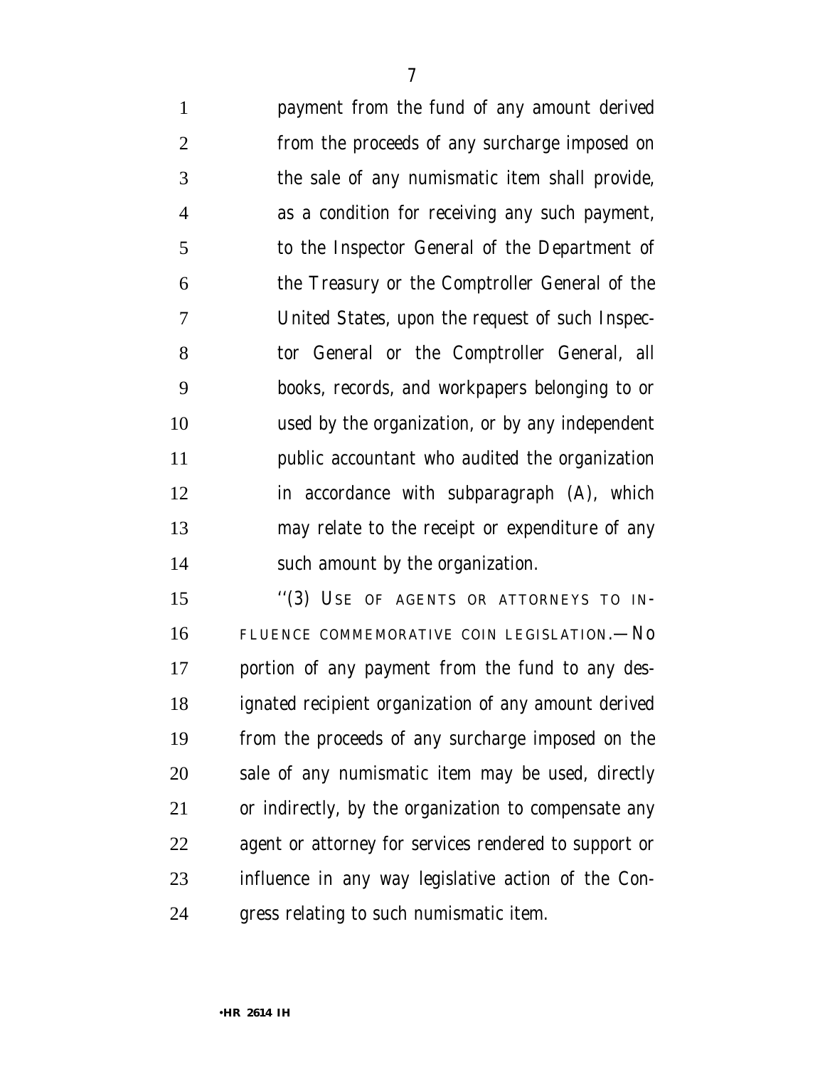payment from the fund of any amount derived from the proceeds of any surcharge imposed on the sale of any numismatic item shall provide, as a condition for receiving any such payment, to the Inspector General of the Department of the Treasury or the Comptroller General of the United States, upon the request of such Inspector General or the Comptroller General, all books, records, and workpapers belonging to or used by the organization, or by any independent public accountant who audited the organization in accordance with subparagraph (A), which may relate to the receipt or expenditure of any such amount by the organization.

''(3) USE OF AGENTS OR ATTORNEYS TO INFLUENCE COMMEMORATIVE COIN LEGISLATION.—No portion of any payment from the fund to any designated recipient organization of any amount derived from the proceeds of any surcharge imposed on the sale of any numismatic item may be used, directly or indirectly, by the organization to compensate any agent or attorney for services rendered to support or influence in any way legislative action of the Congress relating to such numismatic item.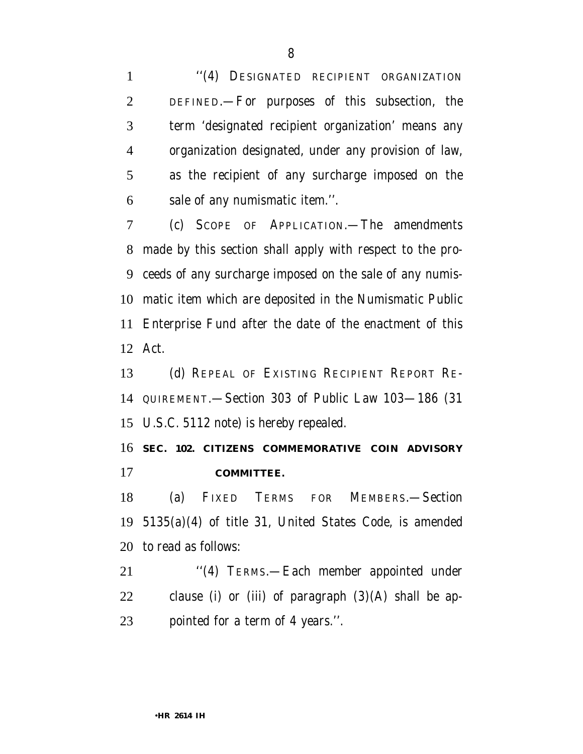''(4) DESIGNATED RECIPIENT ORGANIZATION DEFINED.—For purposes of this subsection, the term 'designated recipient organization' means any organization designated, under any provision of law, as the recipient of any surcharge imposed on the sale of any numismatic item.''.

(c) SCOPE OF APPLICATION.—The amendments made by this section shall apply with respect to the proceeds of any surcharge imposed on the sale of any numismatic item which are deposited in the Numismatic Public Enterprise Fund after the date of the enactment of this Act.

(d) REPEAL OF EXISTING RECIPIENT REPORT REQUIREMENT.—Section 303 of Public Law 103—186 (31 U.S.C. 5112 note) is hereby repealed.

**SEC. 102. CITIZENS COMMEMORATIVE COIN ADVISORY COMMITTEE.**

(a) FIXED TERMS FOR MEMBERS.—Section 5135(a)(4) of title 31, United States Code, is amended to read as follows:

''(4) TERMS.—Each member appointed under clause (i) or (iii) of paragraph (3)(A) shall be appointed for a term of 4 years.''.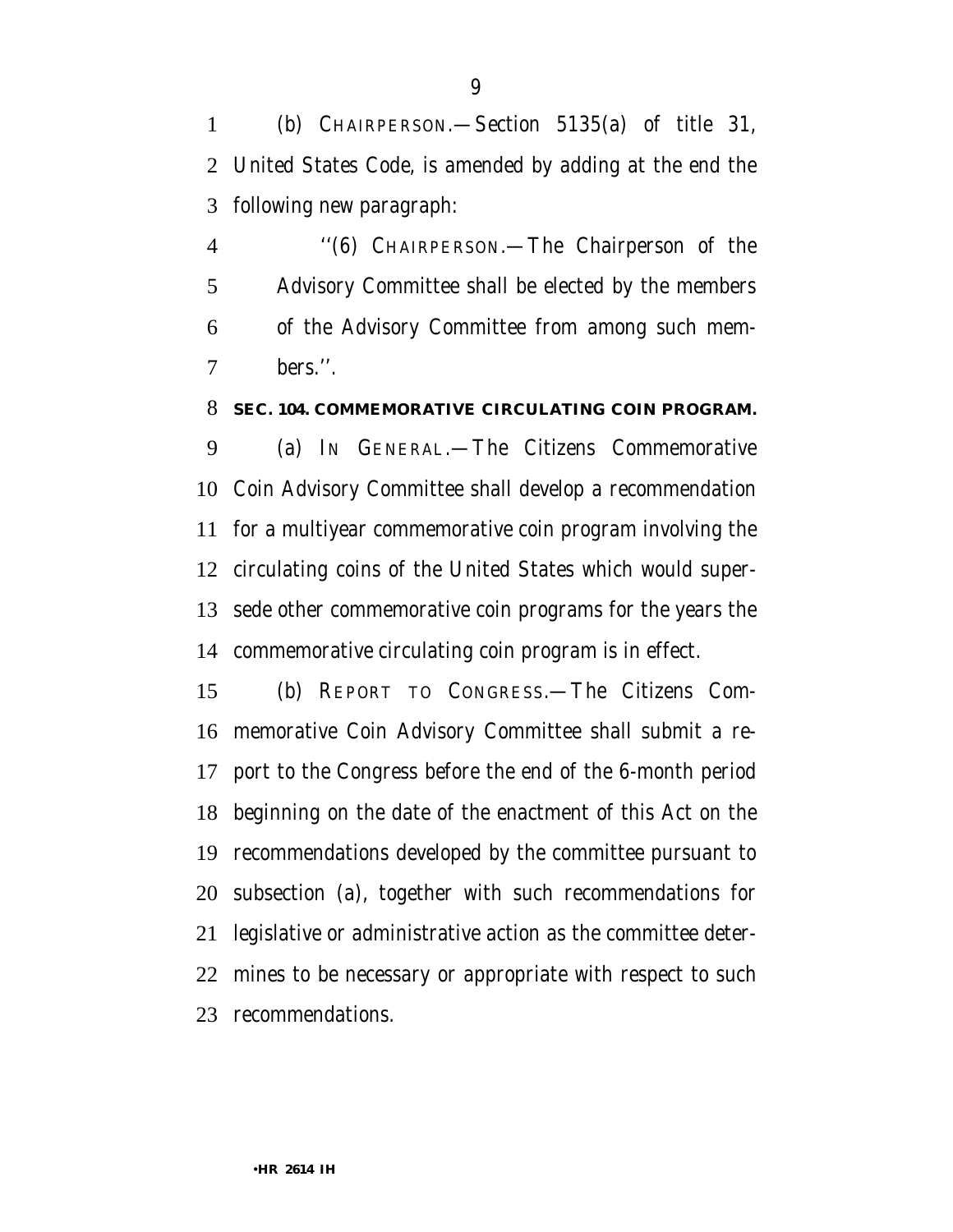(b) CHAIRPERSON.—Section 5135(a) of title 31, United States Code, is amended by adding at the end the following new paragraph:

> ''(6) CHAIRPERSON.—The Chairperson of the Advisory Committee shall be elected by the members of the Advisory Committee from among such members.''.

**SEC. 104. COMMEMORATIVE CIRCULATING COIN PROGRAM.**

(a) IN GENERAL.—The Citizens Commemorative Coin Advisory Committee shall develop a recommendation for a multiyear commemorative coin program involving the circulating coins of the United States which would supersede other commemorative coin programs for the years the commemorative circulating coin program is in effect.

(b) REPORT TO CONGRESS.—The Citizens Commemorative Coin Advisory Committee shall submit a report to the Congress before the end of the 6-month period beginning on the date of the enactment of this Act on the recommendations developed by the committee pursuant to subsection (a), together with such recommendations for legislative or administrative action as the committee determines to be necessary or appropriate with respect to such recommendations.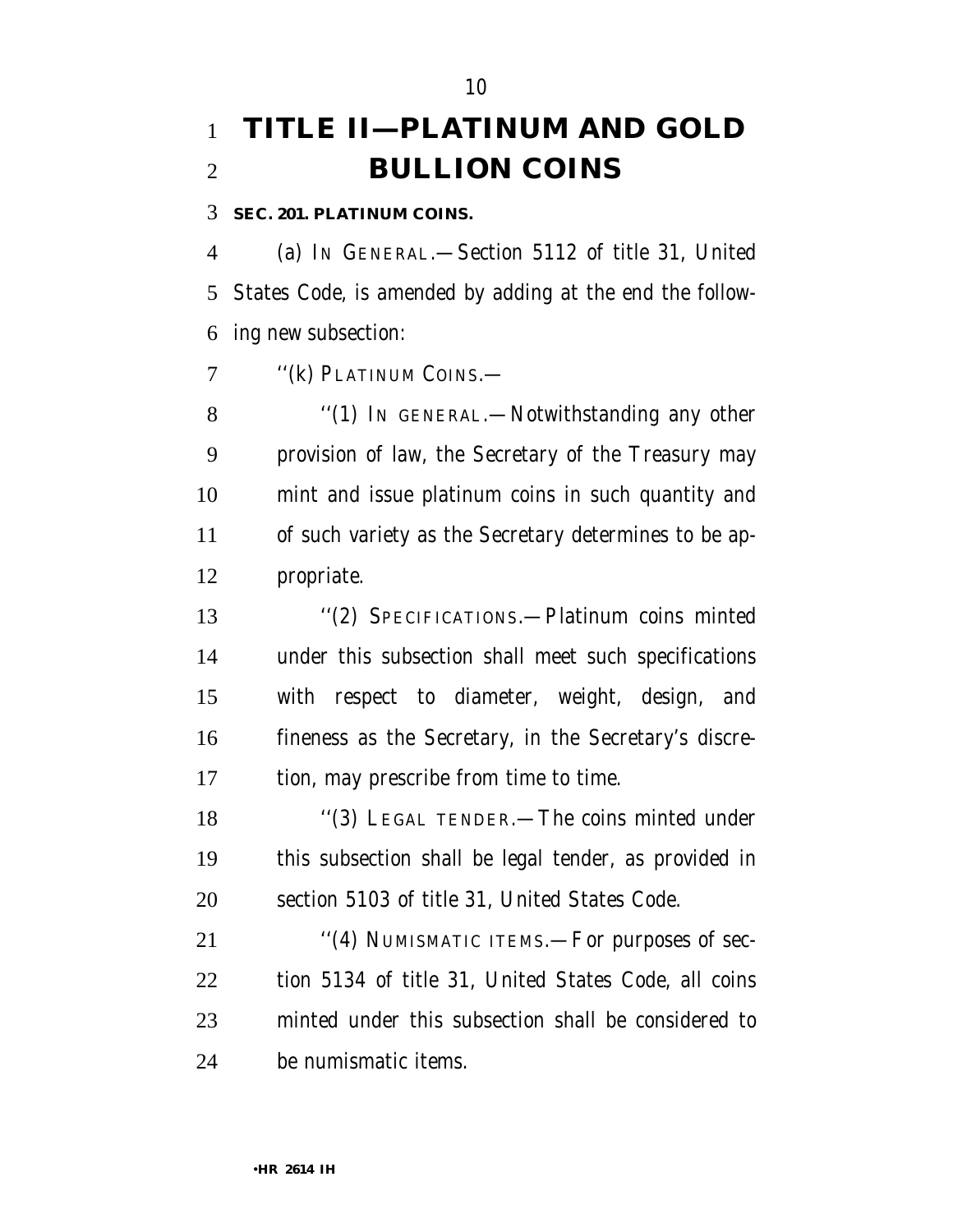# TITLE II—PLATINUM AND GOLD BULLION COINS

**SEC. 201. PLATINUM COINS.**

(a) IN GENERAL.—Section 5112 of title 31, United States Code, is amended by adding at the end the following new subsection:

''(k) PLATINUM COINS.—

''(1) IN GENERAL.—Notwithstanding any other provision of law, the Secretary of the Treasury may mint and issue platinum coins in such quantity and of such variety as the Secretary determines to be appropriate.

''(2) SPECIFICATIONS.—Platinum coins minted under this subsection shall meet such specifications with respect to diameter, weight, design, and fineness as the Secretary, in the Secretary's discretion, may prescribe from time to time.

''(3) LEGAL TENDER.—The coins minted under this subsection shall be legal tender, as provided in section 5103 of title 31, United States Code.

''(4) NUMISMATIC ITEMS.—For purposes of section 5134 of title 31, United States Code, all coins minted under this subsection shall be considered to be numismatic items.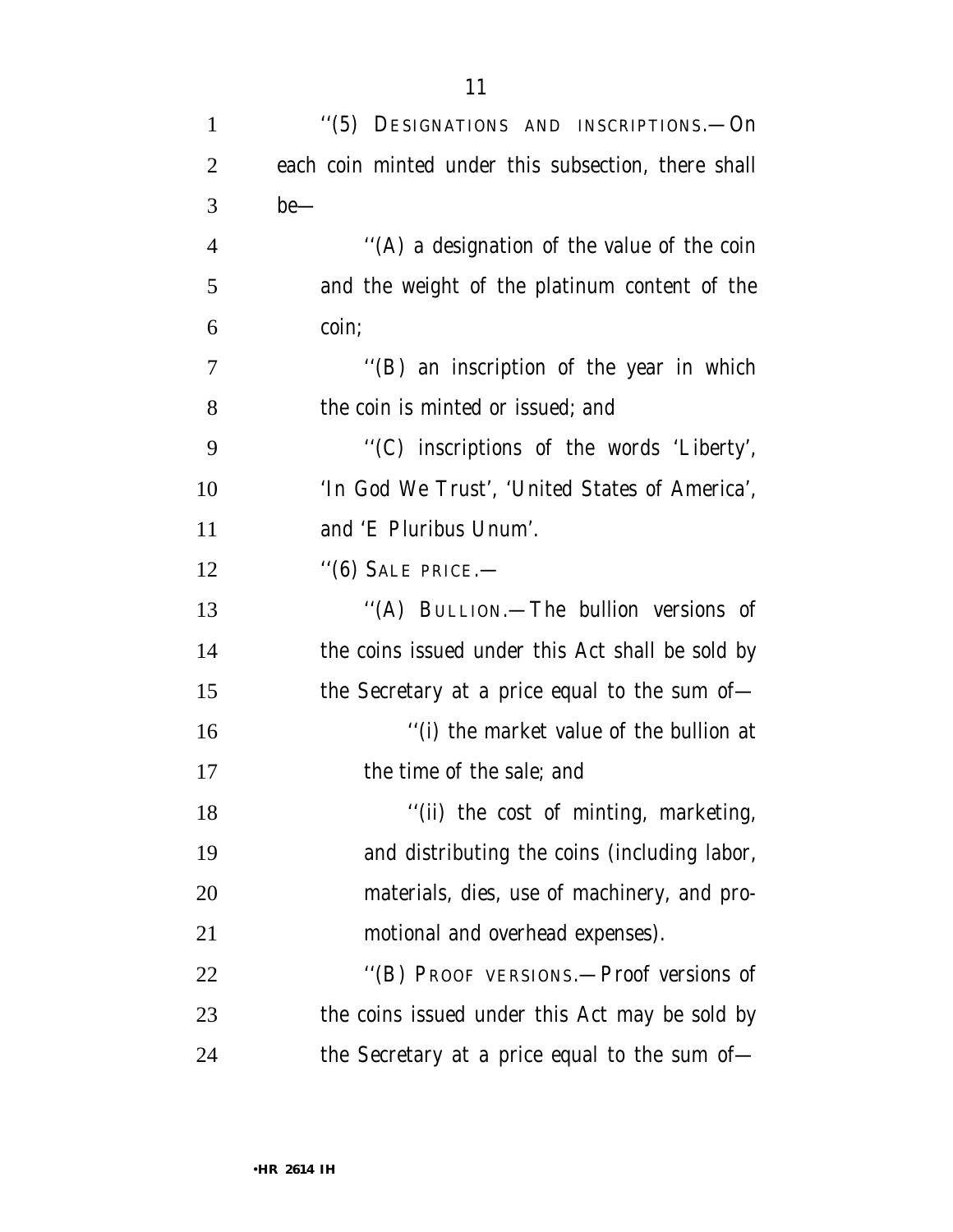''(5) DESIGNATIONS AND INSCRIPTIONS.—On each coin minted under this subsection, there shall be—

''(A) a designation of the value of the coin and the weight of the platinum content of the coin;

''(B) an inscription of the year in which the coin is minted or issued; and

''(C) inscriptions of the words 'Liberty', 'In God We Trust', 'United States of America', and 'E Pluribus Unum'.

''(6) SALE PRICE.—

''(A) BULLION.—The bullion versions of the coins issued under this Act shall be sold by the Secretary at a price equal to the sum of—

''(i) the market value of the bullion at the time of the sale; and

''(ii) the cost of minting, marketing, and distributing the coins (including labor, materials, dies, use of machinery, and promotional and overhead expenses).

''(B) PROOF VERSIONS.—Proof versions of the coins issued under this Act may be sold by the Secretary at a price equal to the sum of—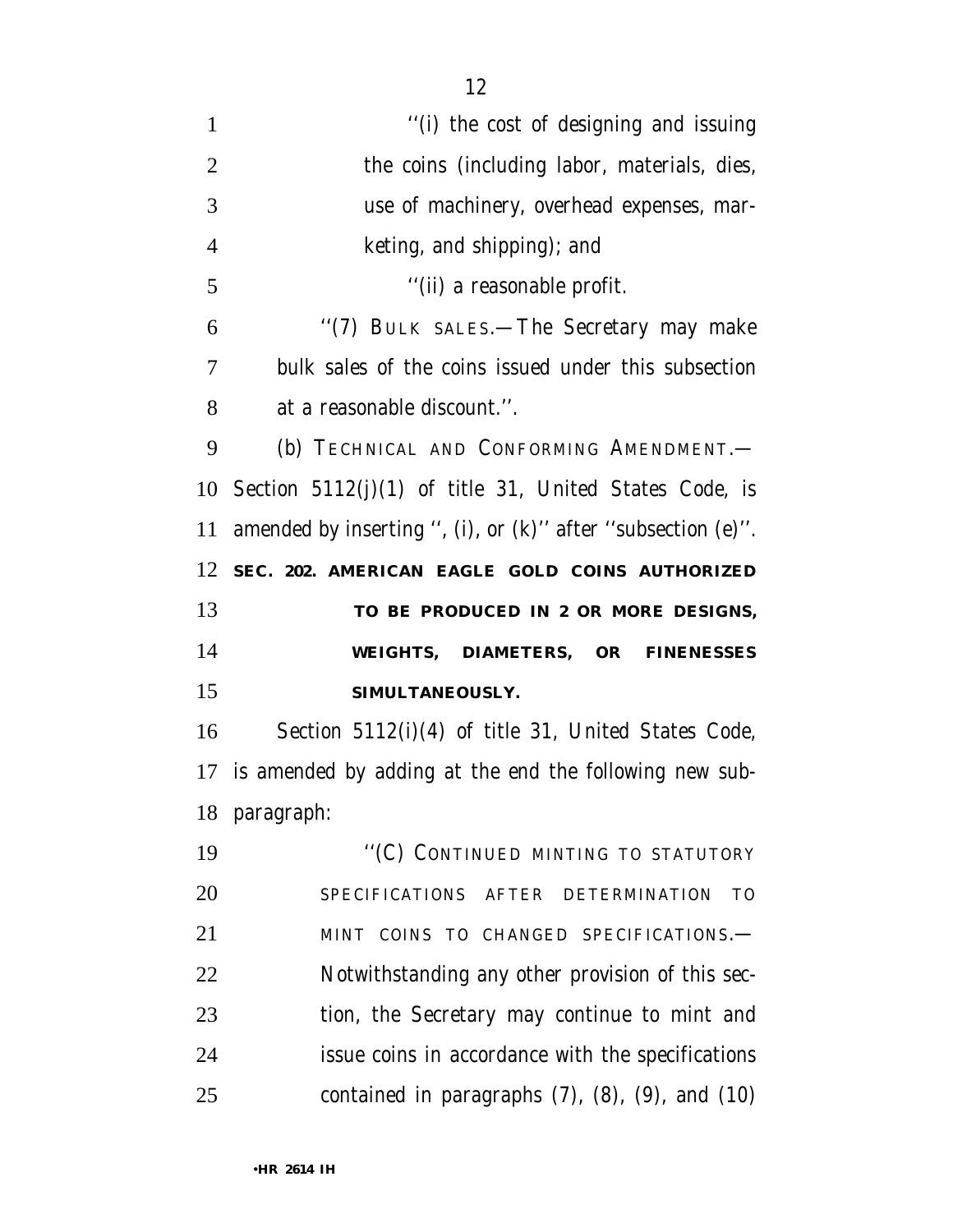''(i) the cost of designing and issuing the coins (including labor, materials, dies, use of machinery, overhead expenses, marketing, and shipping); and

''(ii) a reasonable profit.

''(7) BULK SALES.—The Secretary may make bulk sales of the coins issued under this subsection at a reasonable discount.''.

(b) TECHNICAL AND CONFORMING AMENDMENT.—Section 5112(j)(1) of title 31, United States Code, is amended by inserting '', (i), or (k)'' after ''subsection (e)''.

**SEC. 202. AMERICAN EAGLE GOLD COINS AUTHORIZED TO BE PRODUCED IN 2 OR MORE DESIGNS, WEIGHTS, DIAMETERS, OR FINENESSES SIMULTANEOUSLY.**

Section 5112(i)(4) of title 31, United States Code, is amended by adding at the end the following new subparagraph:

''(C) CONTINUED MINTING TO STATUTORY SPECIFICATIONS AFTER DETERMINATION TO MINT COINS TO CHANGED SPECIFICATIONS.—Notwithstanding any other provision of this section, the Secretary may continue to mint and issue coins in accordance with the specifications contained in paragraphs (7), (8), (9), and (10)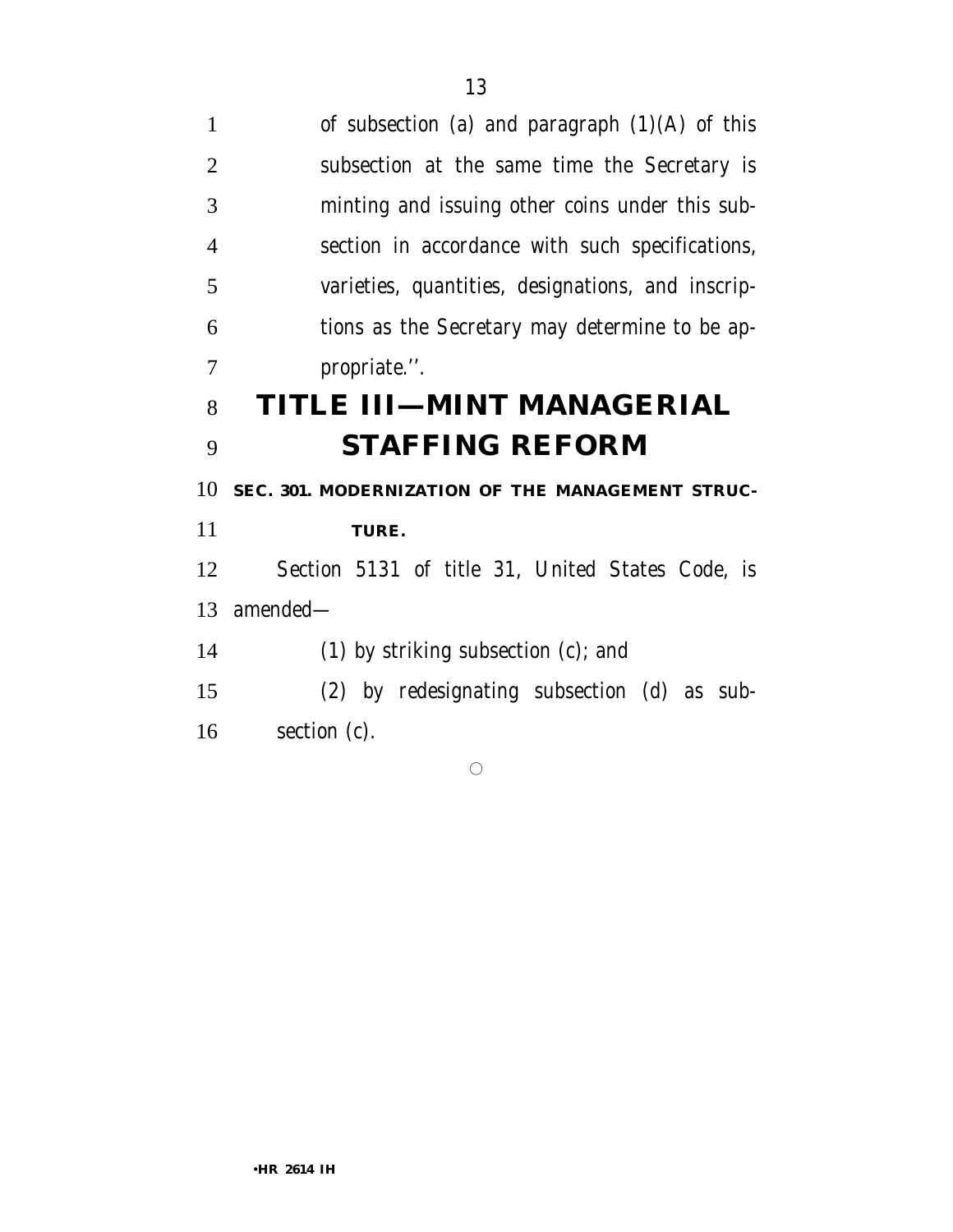of subsection (a) and paragraph (1)(A) of this subsection at the same time the Secretary is minting and issuing other coins under this subsection in accordance with such specifications, varieties, quantities, designations, and inscriptions as the Secretary may determine to be appropriate.''.

# TITLE III—MINT MANAGERIAL STAFFING REFORM

**SEC. 301. MODERNIZATION OF THE MANAGEMENT STRUCTURE.**

Section 5131 of title 31, United States Code, is amended—

(1) by striking subsection (c); and

(2) by redesignating subsection (d) as subsection (c).

○